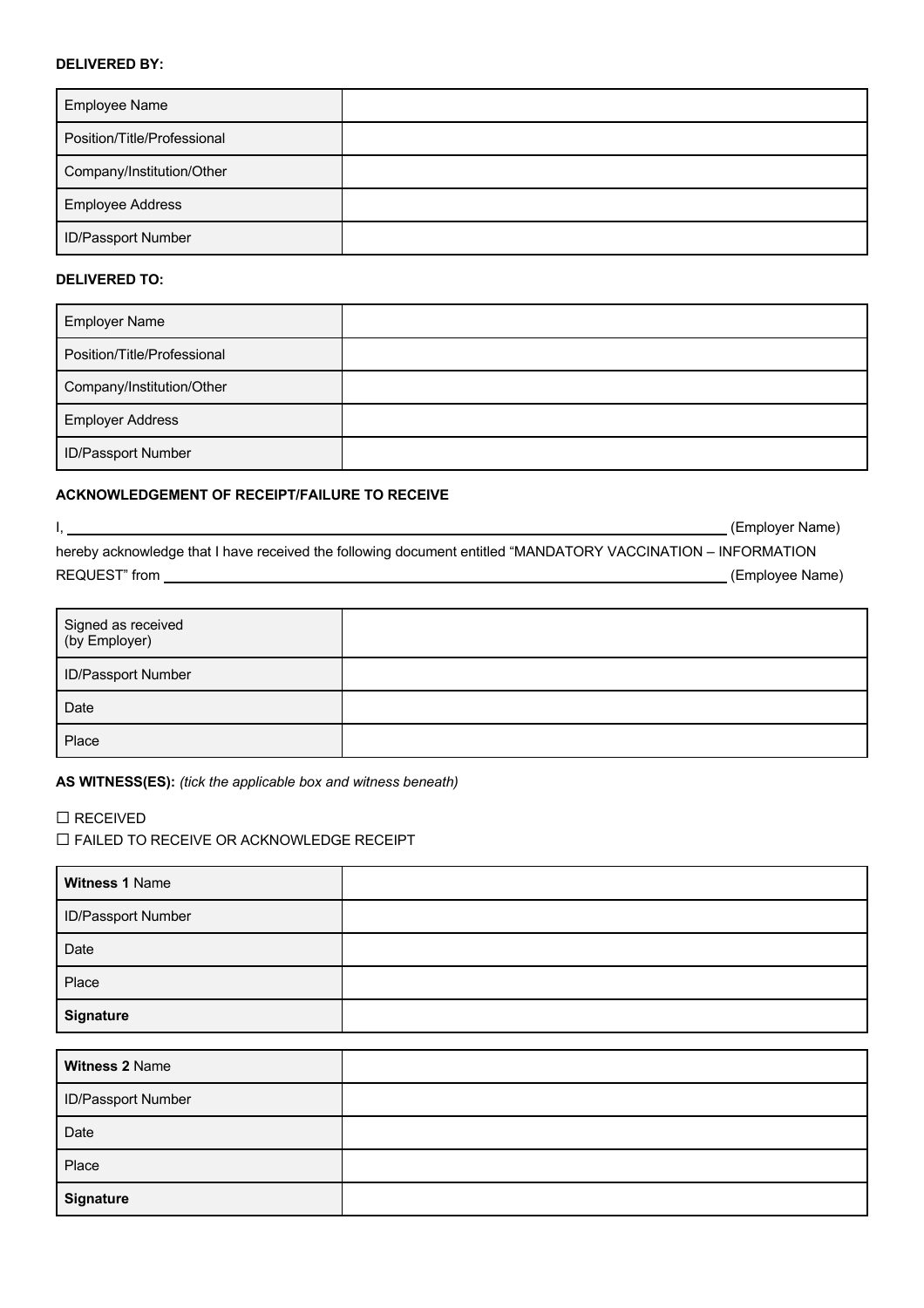**DELIVERED BY:**

| | |
|---|---|
| Employee Name | |
| Position/Title/Professional | |
| Company/Institution/Other | |
| Employee Address | |
| ID/Passport Number | |

**DELIVERED TO:**

| | |
|---|---|
| Employer Name | |
| Position/Title/Professional | |
| Company/Institution/Other | |
| Employer Address | |
| ID/Passport Number | |

**ACKNOWLEDGEMENT OF RECEIPT/FAILURE TO RECEIVE**

I, ______________________________________________ (Employer Name) hereby acknowledge that I have received the following document entitled "MANDATORY VACCINATION – INFORMATION REQUEST" from ______________________________________________ (Employee Name)

| | |
|---|---|
| Signed as received (by Employer) | |
| ID/Passport Number | |
| Date | |
| Place | |

**AS WITNESS(ES):** *(tick the applicable box and witness beneath)*

☐ RECEIVED
☐ FAILED TO RECEIVE OR ACKNOWLEDGE RECEIPT

| | |
|---|---|
| **Witness 1** Name | |
| ID/Passport Number | |
| Date | |
| Place | |
| **Signature** | |

| | |
|---|---|
| **Witness 2** Name | |
| ID/Passport Number | |
| Date | |
| Place | |
| **Signature** | |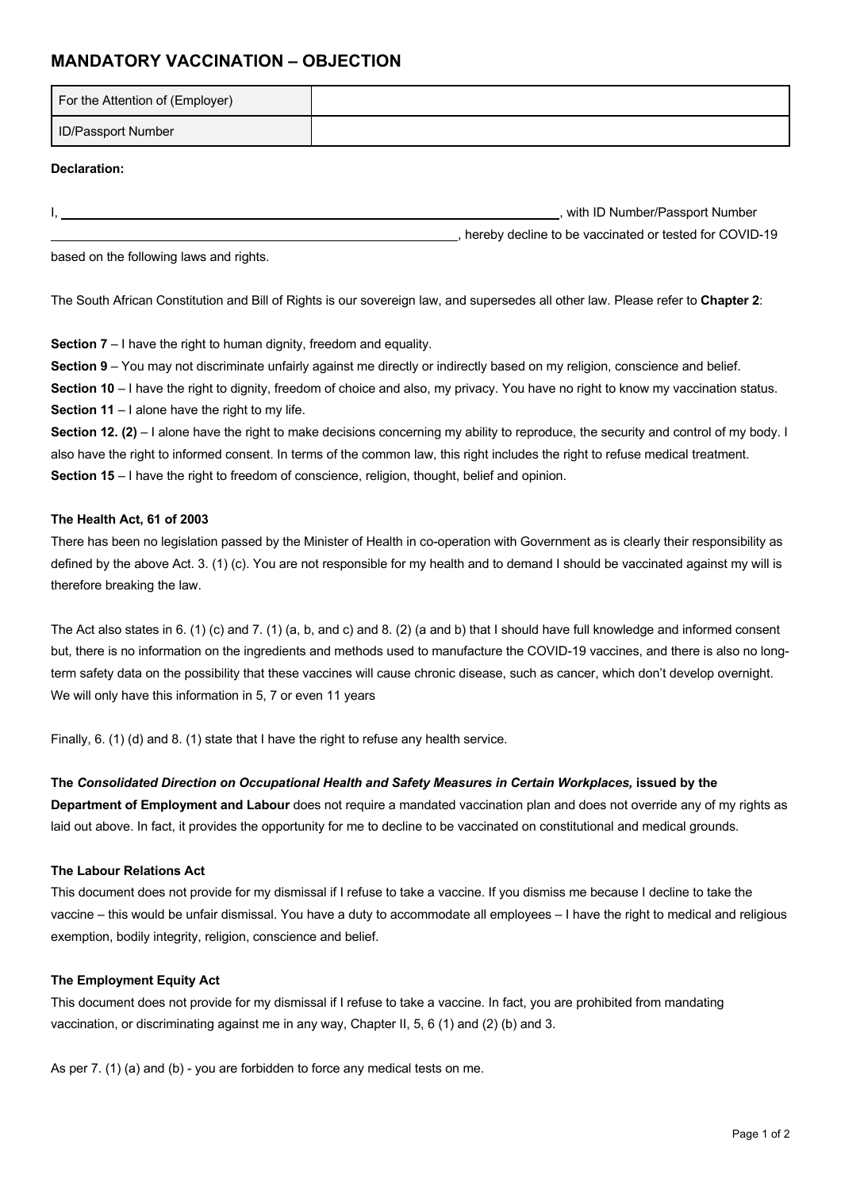# MANDATORY VACCINATION – OBJECTION

| For the Attention of (Employer) | |
|---|---|
| ID/Passport Number | |

**Declaration:**

I, ____________________________________________, with ID Number/Passport Number ____________________________________________, hereby decline to be vaccinated or tested for COVID-19 based on the following laws and rights.

The South African Constitution and Bill of Rights is our sovereign law, and supersedes all other law. Please refer to **Chapter 2**:

**Section 7** – I have the right to human dignity, freedom and equality.
**Section 9** – You may not discriminate unfairly against me directly or indirectly based on my religion, conscience and belief.
**Section 10** – I have the right to dignity, freedom of choice and also, my privacy. You have no right to know my vaccination status.
**Section 11** – I alone have the right to my life.
**Section 12. (2)** – I alone have the right to make decisions concerning my ability to reproduce, the security and control of my body. I also have the right to informed consent. In terms of the common law, this right includes the right to refuse medical treatment.
**Section 15** – I have the right to freedom of conscience, religion, thought, belief and opinion.

**The Health Act, 61 of 2003**

There has been no legislation passed by the Minister of Health in co-operation with Government as is clearly their responsibility as defined by the above Act. 3. (1) (c). You are not responsible for my health and to demand I should be vaccinated against my will is therefore breaking the law.

The Act also states in 6. (1) (c) and 7. (1) (a, b, and c) and 8. (2) (a and b) that I should have full knowledge and informed consent but, there is no information on the ingredients and methods used to manufacture the COVID-19 vaccines, and there is also no long-term safety data on the possibility that these vaccines will cause chronic disease, such as cancer, which don't develop overnight. We will only have this information in 5, 7 or even 11 years

Finally, 6. (1) (d) and 8. (1) state that I have the right to refuse any health service.

**The *Consolidated Direction on Occupational Health and Safety Measures in Certain Workplaces,* issued by the Department of Employment and Labour** does not require a mandated vaccination plan and does not override any of my rights as laid out above. In fact, it provides the opportunity for me to decline to be vaccinated on constitutional and medical grounds.

**The Labour Relations Act**

This document does not provide for my dismissal if I refuse to take a vaccine. If you dismiss me because I decline to take the vaccine – this would be unfair dismissal. You have a duty to accommodate all employees – I have the right to medical and religious exemption, bodily integrity, religion, conscience and belief.

**The Employment Equity Act**

This document does not provide for my dismissal if I refuse to take a vaccine. In fact, you are prohibited from mandating vaccination, or discriminating against me in any way, Chapter II, 5, 6 (1) and (2) (b) and 3.

As per 7. (1) (a) and (b) - you are forbidden to force any medical tests on me.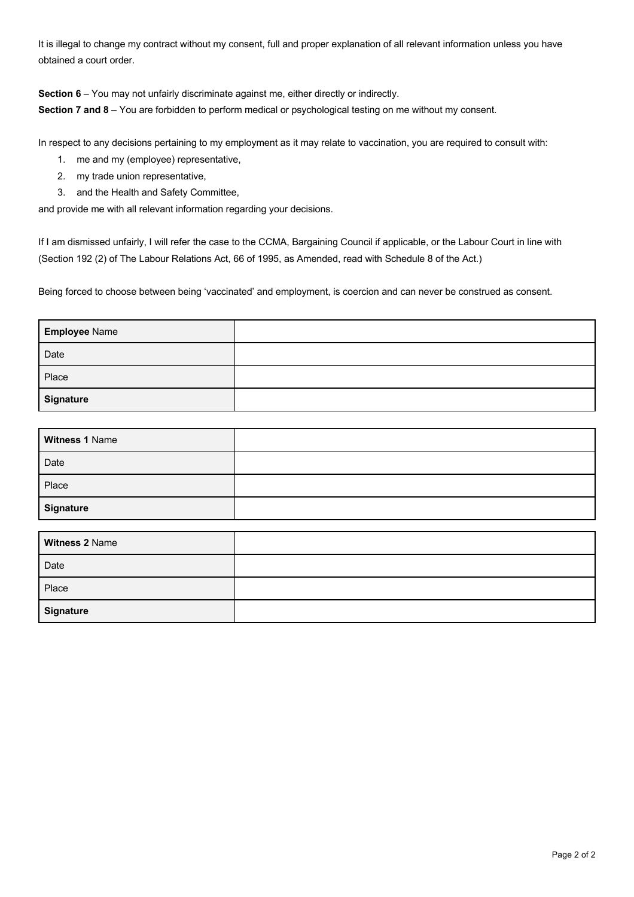It is illegal to change my contract without my consent, full and proper explanation of all relevant information unless you have obtained a court order.

**Section 6** – You may not unfairly discriminate against me, either directly or indirectly.
**Section 7 and 8** – You are forbidden to perform medical or psychological testing on me without my consent.

In respect to any decisions pertaining to my employment as it may relate to vaccination, you are required to consult with:

1. me and my (employee) representative,
2. my trade union representative,
3. and the Health and Safety Committee,

and provide me with all relevant information regarding your decisions.

If I am dismissed unfairly, I will refer the case to the CCMA, Bargaining Council if applicable, or the Labour Court in line with (Section 192 (2) of The Labour Relations Act, 66 of 1995, as Amended, read with Schedule 8 of the Act.)

Being forced to choose between being 'vaccinated' and employment, is coercion and can never be construed as consent.

| | |
|---|---|
| **Employee** Name | |
| Date | |
| Place | |
| **Signature** | |

| | |
|---|---|
| **Witness 1** Name | |
| Date | |
| Place | |
| **Signature** | |

| | |
|---|---|
| **Witness 2** Name | |
| Date | |
| Place | |
| **Signature** | |